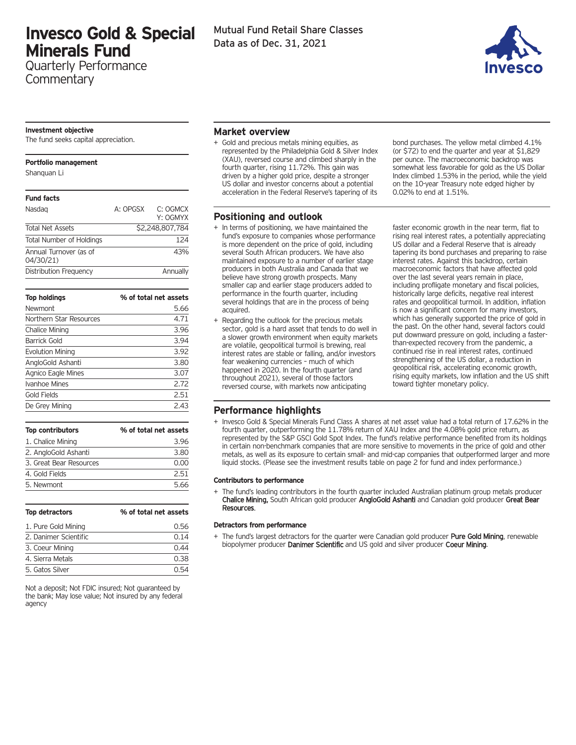# Invesco Gold & Special Minerals Fund

Quarterly Performance Commentary

Mutual Fund Retail Share Classes
Data as of Dec. 31, 2021

**Investment objective**

The fund seeks capital appreciation.

**Portfolio management**

Shanquan Li

**Fund facts**

| | | |
|---|---|---|
| Nasdaq | A: OPGSX | C: OGMCX Y: OGMYX |
| Total Net Assets | | $2,248,807,784 |
| Total Number of Holdings | | 124 |
| Annual Turnover (as of 04/30/21) | | 43% |
| Distribution Frequency | | Annually |

| Top holdings | % of total net assets |
|---|---|
| Newmont | 5.66 |
| Northern Star Resources | 4.71 |
| Chalice Mining | 3.96 |
| Barrick Gold | 3.94 |
| Evolution Mining | 3.92 |
| AngloGold Ashanti | 3.80 |
| Agnico Eagle Mines | 3.07 |
| Ivanhoe Mines | 2.72 |
| Gold Fields | 2.51 |
| De Grey Mining | 2.43 |

| Top contributors | % of total net assets |
|---|---|
| 1. Chalice Mining | 3.96 |
| 2. AngloGold Ashanti | 3.80 |
| 3. Great Bear Resources | 0.00 |
| 4. Gold Fields | 2.51 |
| 5. Newmont | 5.66 |

| Top detractors | % of total net assets |
|---|---|
| 1. Pure Gold Mining | 0.56 |
| 2. Danimer Scientific | 0.14 |
| 3. Coeur Mining | 0.44 |
| 4. Sierra Metals | 0.38 |
| 5. Gatos Silver | 0.54 |

Not a deposit; Not FDIC insured; Not guaranteed by the bank; May lose value; Not insured by any federal agency

## Market overview

+ Gold and precious metals mining equities, as represented by the Philadelphia Gold & Silver Index (XAU), reversed course and climbed sharply in the fourth quarter, rising 11.72%. This gain was driven by a higher gold price, despite a stronger US dollar and investor concerns about a potential acceleration in the Federal Reserve's tapering of its bond purchases. The yellow metal climbed 4.1% (or $72) to end the quarter and year at $1,829 per ounce. The macroeconomic backdrop was somewhat less favorable for gold as the US Dollar Index climbed 1.53% in the period, while the yield on the 10-year Treasury note edged higher by 0.02% to end at 1.51%.

## Positioning and outlook

+ In terms of positioning, we have maintained the fund's exposure to companies whose performance is more dependent on the price of gold, including several South African producers. We have also maintained exposure to a number of earlier stage producers in both Australia and Canada that we believe have strong growth prospects. Many smaller cap and earlier stage producers added to performance in the fourth quarter, including several holdings that are in the process of being acquired.
+ Regarding the outlook for the precious metals sector, gold is a hard asset that tends to do well in a slower growth environment when equity markets are volatile, geopolitical turmoil is brewing, real interest rates are stable or falling, and/or investors fear weakening currencies - much of which happened in 2020. In the fourth quarter (and throughout 2021), several of those factors reversed course, with markets now anticipating faster economic growth in the near term, flat to rising real interest rates, a potentially appreciating US dollar and a Federal Reserve that is already tapering its bond purchases and preparing to raise interest rates. Against this backdrop, certain macroeconomic factors that have affected gold over the last several years remain in place, including profligate monetary and fiscal policies, historically large deficits, negative real interest rates and geopolitical turmoil. In addition, inflation is now a significant concern for many investors, which has generally supported the price of gold in the past. On the other hand, several factors could put downward pressure on gold, including a faster-than-expected recovery from the pandemic, a continued rise in real interest rates, continued strengthening of the US dollar, a reduction in geopolitical risk, accelerating economic growth, rising equity markets, low inflation and the US shift toward tighter monetary policy.

## Performance highlights

+ Invesco Gold & Special Minerals Fund Class A shares at net asset value had a total return of 17.62% in the fourth quarter, outperforming the 11.78% return of XAU Index and the 4.08% gold price return, as represented by the S&P GSCI Gold Spot Index. The fund's relative performance benefited from its holdings in certain non-benchmark companies that are more sensitive to movements in the price of gold and other metals, as well as its exposure to certain small- and mid-cap companies that outperformed larger and more liquid stocks. (Please see the investment results table on page 2 for fund and index performance.)

### Contributors to performance

+ The fund's leading contributors in the fourth quarter included Australian platinum group metals producer Chalice Mining, South African gold producer AngloGold Ashanti and Canadian gold producer Great Bear Resources.

### Detractors from performance

+ The fund's largest detractors for the quarter were Canadian gold producer Pure Gold Mining, renewable biopolymer producer Danimer Scientific and US gold and silver producer Coeur Mining.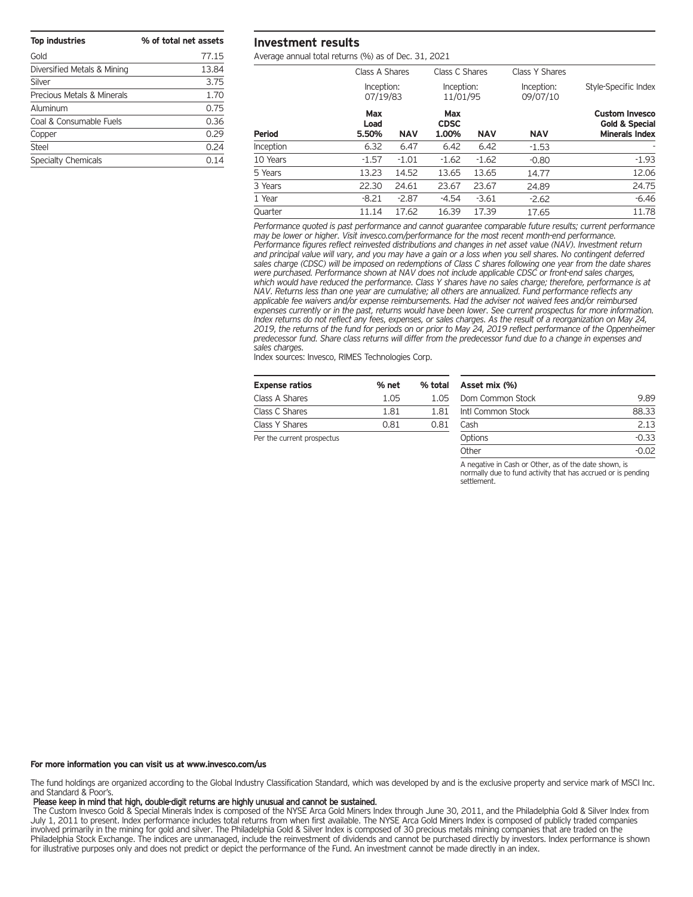| Top industries | % of total net assets |
|---|---|
| Gold | 77.15 |
| Diversified Metals & Mining | 13.84 |
| Silver | 3.75 |
| Precious Metals & Minerals | 1.70 |
| Aluminum | 0.75 |
| Coal & Consumable Fuels | 0.36 |
| Copper | 0.29 |
| Steel | 0.24 |
| Specialty Chemicals | 0.14 |

## Investment results

Average annual total returns (%) as of Dec. 31, 2021

| | Class A Shares | | Class C Shares | | Class Y Shares | Style-Specific Index |
|---|---|---|---|---|---|---|
| | Inception: 07/19/83 | | Inception: 11/01/95 | | Inception: 09/07/10 | |
| **Period** | **Max Load 5.50%** | **NAV** | **Max CDSC 1.00%** | **NAV** | **NAV** | **Custom Invesco Gold & Special Minerals Index** |
| Inception | 6.32 | 6.47 | 6.42 | 6.42 | -1.53 | - |
| 10 Years | -1.57 | -1.01 | -1.62 | -1.62 | -0.80 | -1.93 |
| 5 Years | 13.23 | 14.52 | 13.65 | 13.65 | 14.77 | 12.06 |
| 3 Years | 22.30 | 24.61 | 23.67 | 23.67 | 24.89 | 24.75 |
| 1 Year | -8.21 | -2.87 | -4.54 | -3.61 | -2.62 | -6.46 |
| Quarter | 11.14 | 17.62 | 16.39 | 17.39 | 17.65 | 11.78 |

*Performance quoted is past performance and cannot guarantee comparable future results; current performance may be lower or higher. Visit invesco.com/performance for the most recent month-end performance. Performance figures reflect reinvested distributions and changes in net asset value (NAV). Investment return and principal value will vary, and you may have a gain or a loss when you sell shares. No contingent deferred sales charge (CDSC) will be imposed on redemptions of Class C shares following one year from the date shares were purchased. Performance shown at NAV does not include applicable CDSC or front-end sales charges, which would have reduced the performance. Class Y shares have no sales charge; therefore, performance is at NAV. Returns less than one year are cumulative; all others are annualized. Fund performance reflects any applicable fee waivers and/or expense reimbursements. Had the adviser not waived fees and/or reimbursed expenses currently or in the past, returns would have been lower. See current prospectus for more information. Index returns do not reflect any fees, expenses, or sales charges. As the result of a reorganization on May 24, 2019, the returns of the fund for periods on or prior to May 24, 2019 reflect performance of the Oppenheimer predecessor fund. Share class returns will differ from the predecessor fund due to a change in expenses and sales charges.*

Index sources: Invesco, RIMES Technologies Corp.

| Expense ratios | % net | % total |
|---|---|---|
| Class A Shares | 1.05 | 1.05 |
| Class C Shares | 1.81 | 1.81 |
| Class Y Shares | 0.81 | 0.81 |

Per the current prospectus

| Asset mix (%) | |
|---|---|
| Dom Common Stock | 9.89 |
| Intl Common Stock | 88.33 |
| Cash | 2.13 |
| Options | -0.33 |
| Other | -0.02 |

A negative in Cash or Other, as of the date shown, is normally due to fund activity that has accrued or is pending settlement.

**For more information you can visit us at www.invesco.com/us**

The fund holdings are organized according to the Global Industry Classification Standard, which was developed by and is the exclusive property and service mark of MSCI Inc. and Standard & Poor's.

**Please keep in mind that high, double-digit returns are highly unusual and cannot be sustained.**

The Custom Invesco Gold & Special Minerals Index is composed of the NYSE Arca Gold Miners Index through June 30, 2011, and the Philadelphia Gold & Silver Index from July 1, 2011 to present. Index performance includes total returns from when first available. The NYSE Arca Gold Miners Index is composed of publicly traded companies involved primarily in the mining for gold and silver. The Philadelphia Gold & Silver Index is composed of 30 precious metals mining companies that are traded on the Philadelphia Stock Exchange. The indices are unmanaged, include the reinvestment of dividends and cannot be purchased directly by investors. Index performance is shown for illustrative purposes only and does not predict or depict the performance of the Fund. An investment cannot be made directly in an index.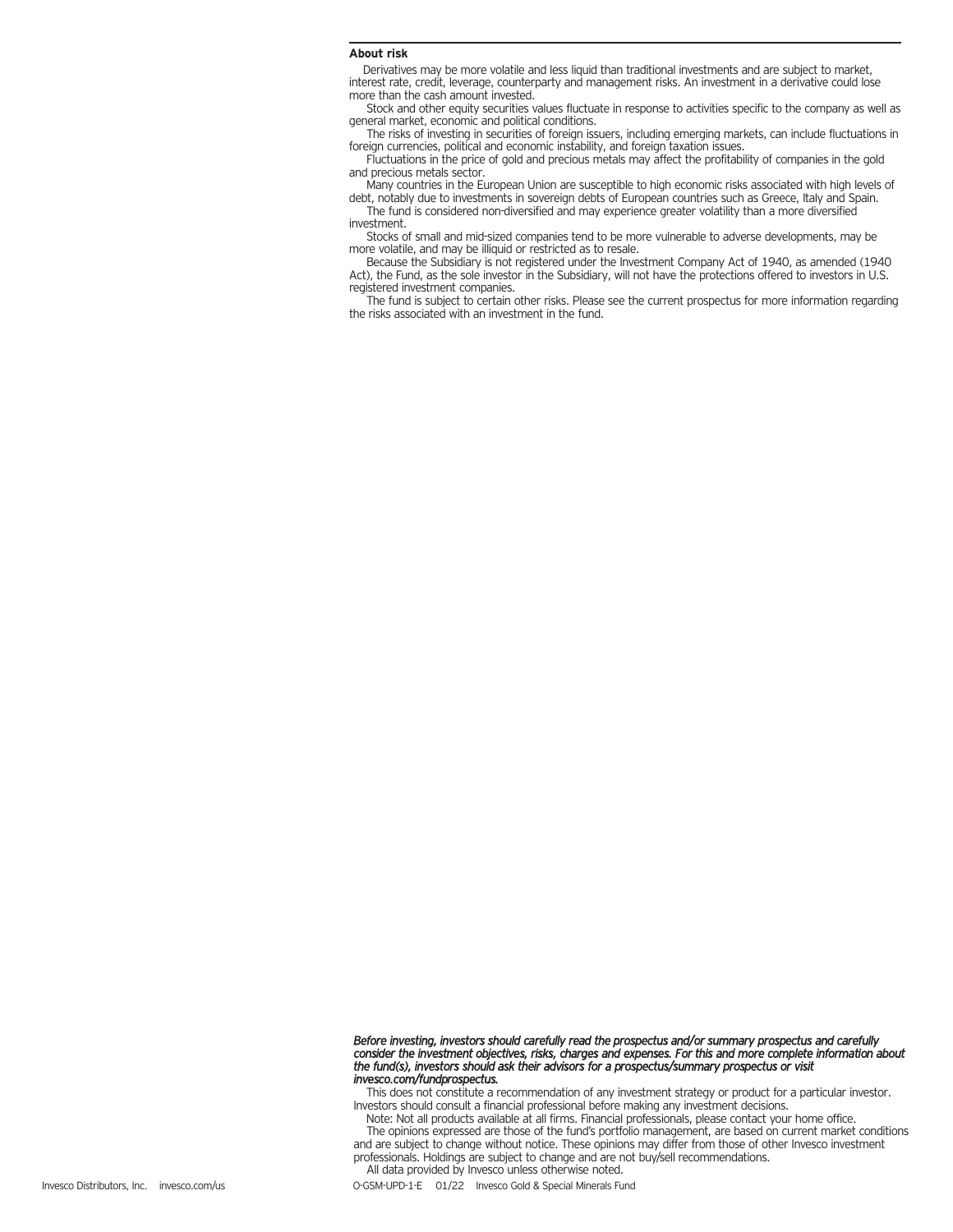## About risk

Derivatives may be more volatile and less liquid than traditional investments and are subject to market, interest rate, credit, leverage, counterparty and management risks. An investment in a derivative could lose more than the cash amount invested.

Stock and other equity securities values fluctuate in response to activities specific to the company as well as general market, economic and political conditions.

The risks of investing in securities of foreign issuers, including emerging markets, can include fluctuations in foreign currencies, political and economic instability, and foreign taxation issues.

Fluctuations in the price of gold and precious metals may affect the profitability of companies in the gold and precious metals sector.

Many countries in the European Union are susceptible to high economic risks associated with high levels of debt, notably due to investments in sovereign debts of European countries such as Greece, Italy and Spain.

The fund is considered non-diversified and may experience greater volatility than a more diversified investment.

Stocks of small and mid-sized companies tend to be more vulnerable to adverse developments, may be more volatile, and may be illiquid or restricted as to resale.

Because the Subsidiary is not registered under the Investment Company Act of 1940, as amended (1940 Act), the Fund, as the sole investor in the Subsidiary, will not have the protections offered to investors in U.S. registered investment companies.

The fund is subject to certain other risks. Please see the current prospectus for more information regarding the risks associated with an investment in the fund.

*Before investing, investors should carefully read the prospectus and/or summary prospectus and carefully consider the investment objectives, risks, charges and expenses. For this and more complete information about the fund(s), investors should ask their advisors for a prospectus/summary prospectus or visit invesco.com/fundprospectus.*

This does not constitute a recommendation of any investment strategy or product for a particular investor. Investors should consult a financial professional before making any investment decisions.

Note: Not all products available at all firms. Financial professionals, please contact your home office.

The opinions expressed are those of the fund's portfolio management, are based on current market conditions and are subject to change without notice. These opinions may differ from those of other Invesco investment professionals. Holdings are subject to change and are not buy/sell recommendations.

All data provided by Invesco unless otherwise noted.

Invesco Distributors, Inc. invesco.com/us

O-GSM-UPD-1-E 01/22 Invesco Gold & Special Minerals Fund